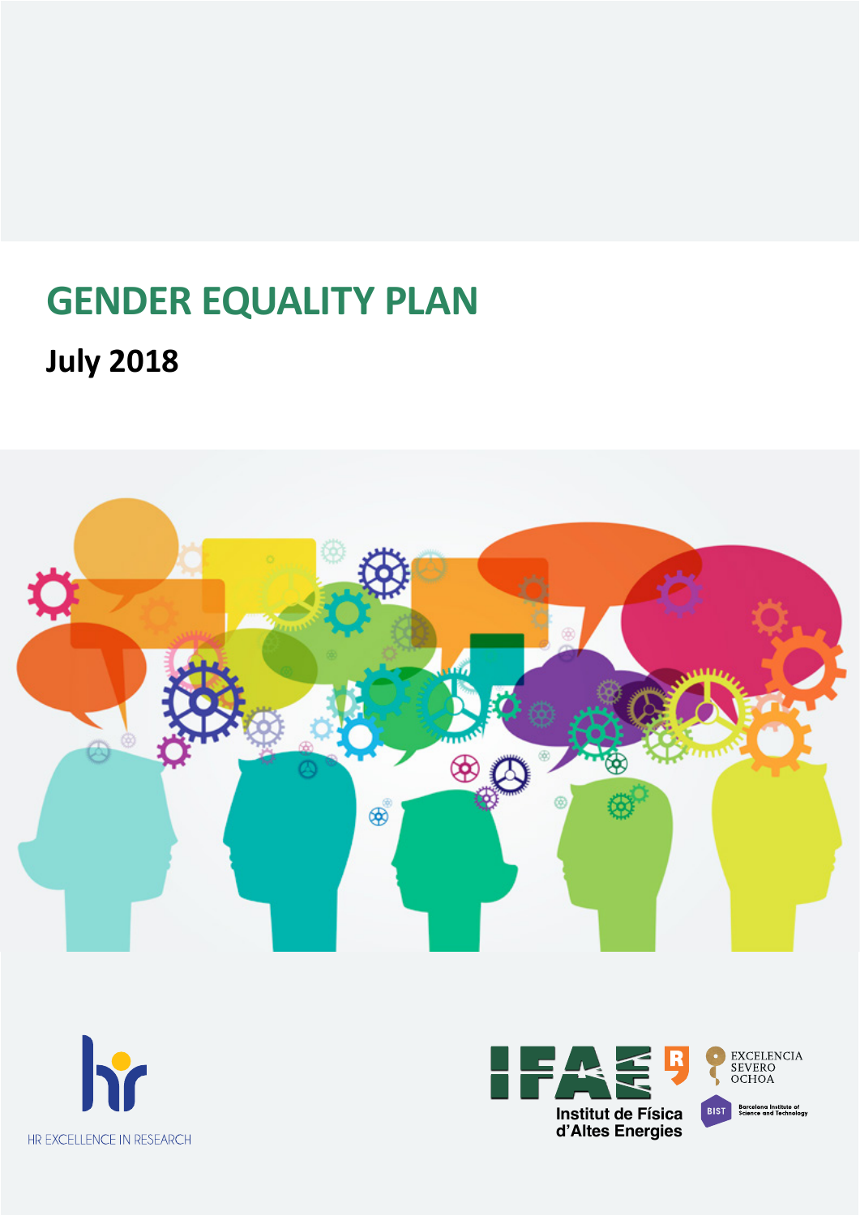# GENDER EQUALITY PLAN

**July 2018**

HR EXCELLENCE IN RESEARCH

Institut de Física d'Altes Energies

EXCELENCIA SEVERO OCHOA

BIST Barcelona Institute of Science and Technology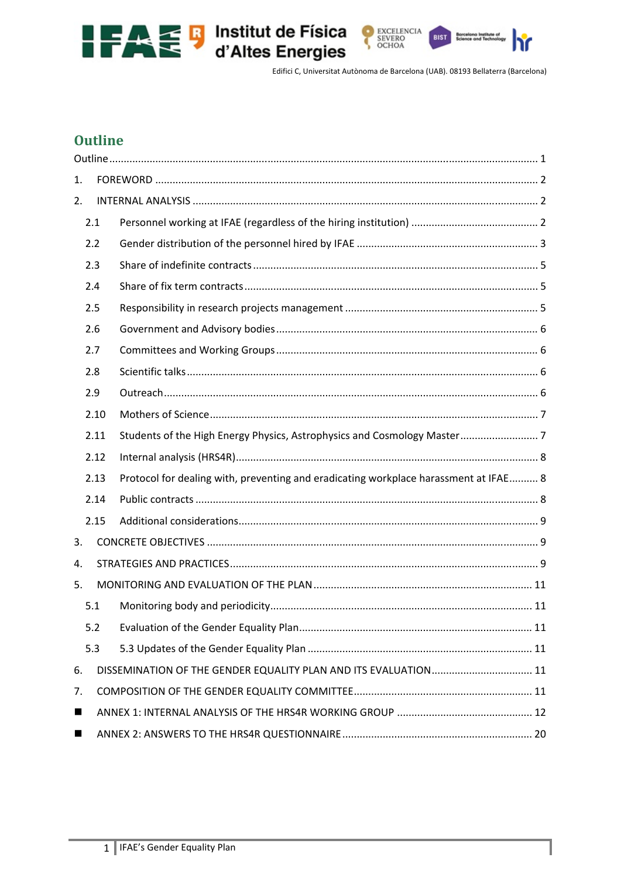## Outline

Outline ........................................................................................................................................ 1

1. FOREWORD ............................................................................................................................ 2

2. INTERNAL ANALYSIS ............................................................................................................. 2

   2.1 Personnel working at IFAE (regardless of the hiring institution) ........................................... 2

   2.2 Gender distribution of the personnel hired by IFAE ............................................................ 3

   2.3 Share of indefinite contracts ................................................................................................. 5

   2.4 Share of fix term contracts .................................................................................................... 5

   2.5 Responsibility in research projects management .................................................................. 5

   2.6 Government and Advisory bodies ......................................................................................... 6

   2.7 Committees and Working Groups ......................................................................................... 6

   2.8 Scientific talks ....................................................................................................................... 6

   2.9 Outreach ............................................................................................................................... 6

   2.10 Mothers of Science ............................................................................................................. 7

   2.11 Students of the High Energy Physics, Astrophysics and Cosmology Master ........................ 7

   2.12 Internal analysis (HRS4R) .................................................................................................... 8

   2.13 Protocol for dealing with, preventing and eradicating workplace harassment at IFAE .......... 8

   2.14 Public contracts ................................................................................................................... 8

   2.15 Additional considerations .................................................................................................... 9

3. CONCRETE OBJECTIVES ......................................................................................................... 9

4. STRATEGIES AND PRACTICES ................................................................................................. 9

5. MONITORING AND EVALUATION OF THE PLAN ................................................................... 11

   5.1 Monitoring body and periodicity .......................................................................................... 11

   5.2 Evaluation of the Gender Equality Plan ................................................................................ 11

   5.3 5.3 Updates of the Gender Equality Plan ............................................................................. 11

6. DISSEMINATION OF THE GENDER EQUALITY PLAN AND ITS EVALUATION .......................... 11

7. COMPOSITION OF THE GENDER EQUALITY COMMITTEE ..................................................... 11

- ANNEX 1: INTERNAL ANALYSIS OF THE HRS4R WORKING GROUP ....................................... 12
- ANNEX 2: ANSWERS TO THE HRS4R QUESTIONNAIRE .......................................................... 20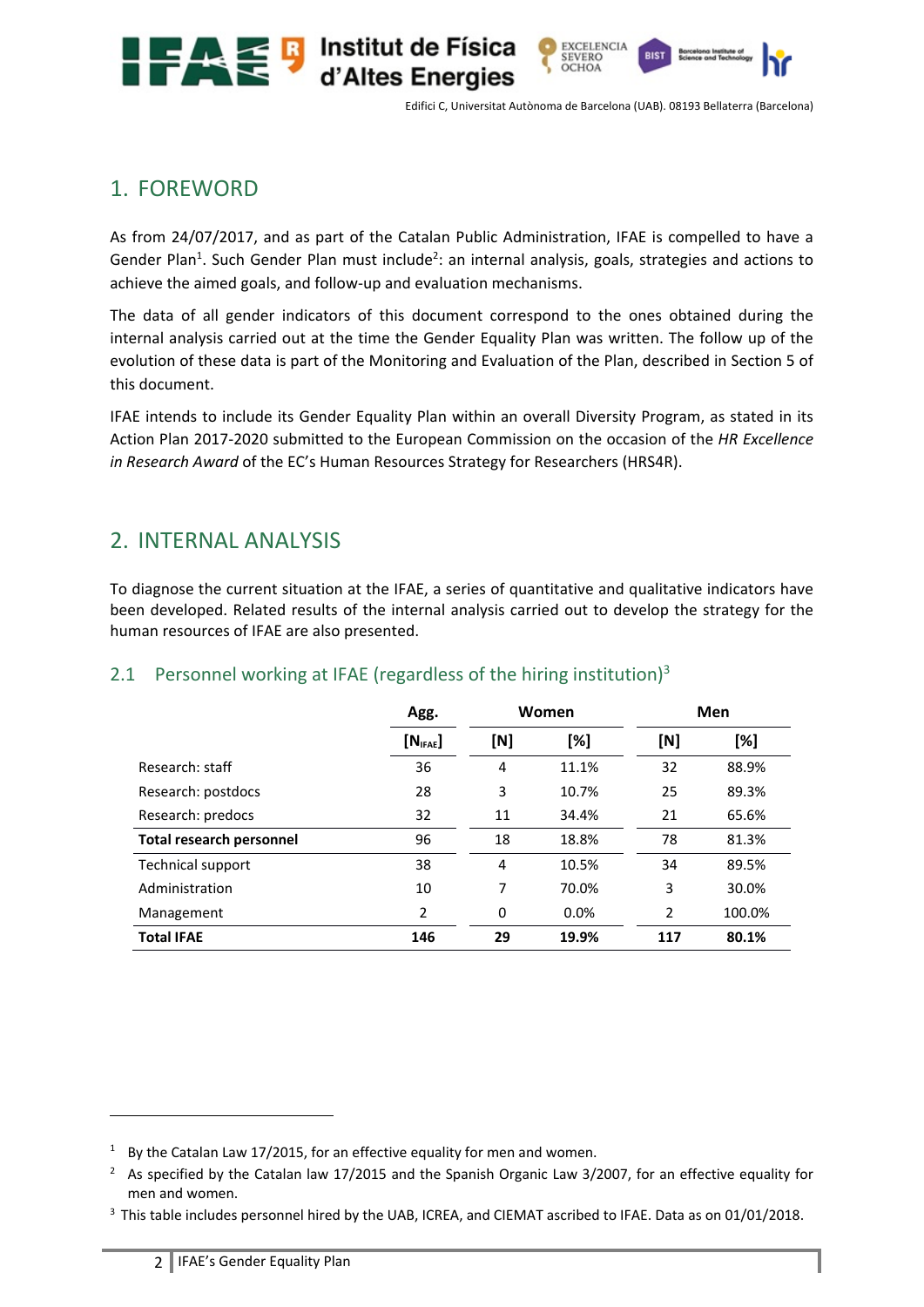## 1. FOREWORD

As from 24/07/2017, and as part of the Catalan Public Administration, IFAE is compelled to have a Gender Plan[1]. Such Gender Plan must include[2]: an internal analysis, goals, strategies and actions to achieve the aimed goals, and follow-up and evaluation mechanisms.

The data of all gender indicators of this document correspond to the ones obtained during the internal analysis carried out at the time the Gender Equality Plan was written. The follow up of the evolution of these data is part of the Monitoring and Evaluation of the Plan, described in Section 5 of this document.

IFAE intends to include its Gender Equality Plan within an overall Diversity Program, as stated in its Action Plan 2017-2020 submitted to the European Commission on the occasion of the *HR Excellence in Research Award* of the EC's Human Resources Strategy for Researchers (HRS4R).

## 2. INTERNAL ANALYSIS

To diagnose the current situation at the IFAE, a series of quantitative and qualitative indicators have been developed. Related results of the internal analysis carried out to develop the strategy for the human resources of IFAE are also presented.

### 2.1 Personnel working at IFAE (regardless of the hiring institution)[3]

| | Agg. | Women | | Men | |
|---|---|---|---|---|---|
| | [$N_{IFAE}$] | [N] | [%] | [N] | [%] |
| Research: staff | 36 | 4 | 11.1% | 32 | 88.9% |
| Research: postdocs | 28 | 3 | 10.7% | 25 | 89.3% |
| Research: predocs | 32 | 11 | 34.4% | 21 | 65.6% |
| **Total research personnel** | 96 | 18 | 18.8% | 78 | 81.3% |
| Technical support | 38 | 4 | 10.5% | 34 | 89.5% |
| Administration | 10 | 7 | 70.0% | 3 | 30.0% |
| Management | 2 | 0 | 0.0% | 2 | 100.0% |
| **Total IFAE** | **146** | **29** | **19.9%** | **117** | **80.1%** |

---

[1] By the Catalan Law 17/2015, for an effective equality for men and women.

[2] As specified by the Catalan law 17/2015 and the Spanish Organic Law 3/2007, for an effective equality for men and women.

[3] This table includes personnel hired by the UAB, ICREA, and CIEMAT ascribed to IFAE. Data as on 01/01/2018.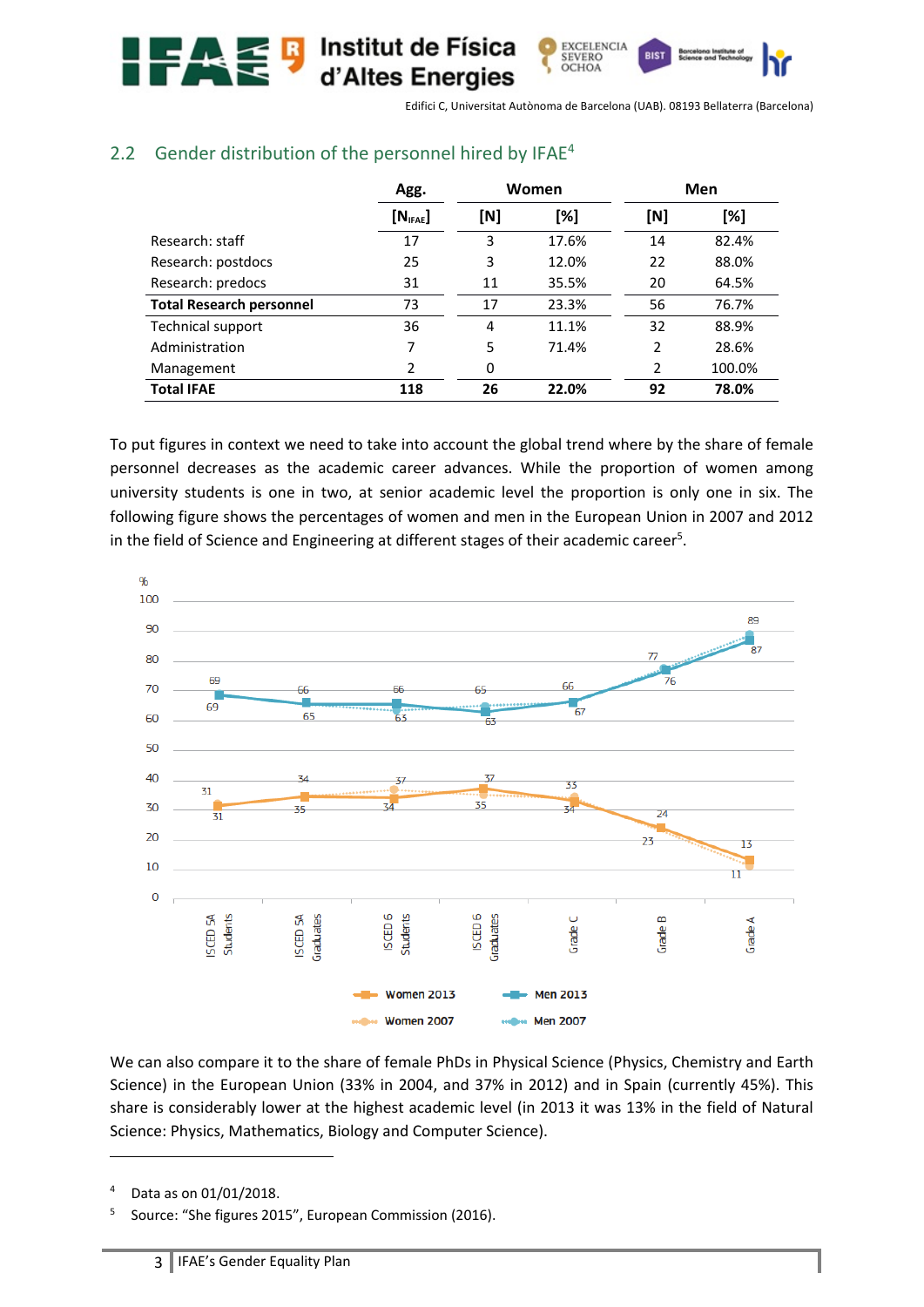## 2.2 Gender distribution of the personnel hired by IFAE[4]

| | Agg. | Women | | Men | |
|---|---|---|---|---|---|
| | [$N_{IFAE}$] | [N] | [%] | [N] | [%] |
| Research: staff | 17 | 3 | 17.6% | 14 | 82.4% |
| Research: postdocs | 25 | 3 | 12.0% | 22 | 88.0% |
| Research: predocs | 31 | 11 | 35.5% | 20 | 64.5% |
| **Total Research personnel** | 73 | 17 | 23.3% | 56 | 76.7% |
| Technical support | 36 | 4 | 11.1% | 32 | 88.9% |
| Administration | 7 | 5 | 71.4% | 2 | 28.6% |
| Management | 2 | 0 | | 2 | 100.0% |
| **Total IFAE** | **118** | **26** | **22.0%** | **92** | **78.0%** |

To put figures in context we need to take into account the global trend where by the share of female personnel decreases as the academic career advances. While the proportion of women among university students is one in two, at senior academic level the proportion is only one in six. The following figure shows the percentages of women and men in the European Union in 2007 and 2012 in the field of Science and Engineering at different stages of their academic career[5].

We can also compare it to the share of female PhDs in Physical Science (Physics, Chemistry and Earth Science) in the European Union (33% in 2004, and 37% in 2012) and in Spain (currently 45%). This share is considerably lower at the highest academic level (in 2013 it was 13% in the field of Natural Science: Physics, Mathematics, Biology and Computer Science).

[4] Data as on 01/01/2018.

[5] Source: "She figures 2015", European Commission (2016).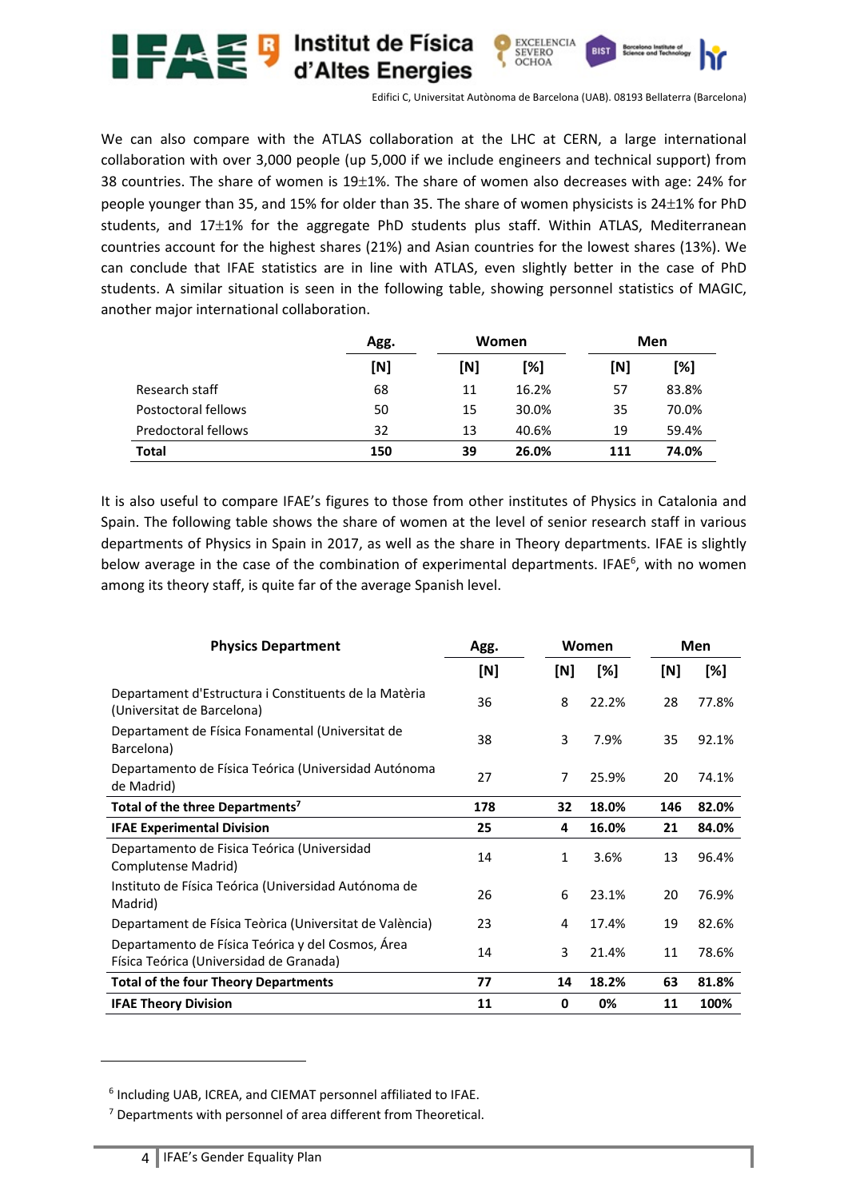We can also compare with the ATLAS collaboration at the LHC at CERN, a large international collaboration with over 3,000 people (up 5,000 if we include engineers and technical support) from 38 countries. The share of women is 19±1%. The share of women also decreases with age: 24% for people younger than 35, and 15% for older than 35. The share of women physicists is 24±1% for PhD students, and 17±1% for the aggregate PhD students plus staff. Within ATLAS, Mediterranean countries account for the highest shares (21%) and Asian countries for the lowest shares (13%). We can conclude that IFAE statistics are in line with ATLAS, even slightly better in the case of PhD students. A similar situation is seen in the following table, showing personnel statistics of MAGIC, another major international collaboration.

| | Agg. | Women | | Men | |
|---|---|---|---|---|---|
| | [N] | [N] | [%] | [N] | [%] |
| Research staff | 68 | 11 | 16.2% | 57 | 83.8% |
| Postoctoral fellows | 50 | 15 | 30.0% | 35 | 70.0% |
| Predoctoral fellows | 32 | 13 | 40.6% | 19 | 59.4% |
| **Total** | **150** | **39** | **26.0%** | **111** | **74.0%** |

It is also useful to compare IFAE's figures to those from other institutes of Physics in Catalonia and Spain. The following table shows the share of women at the level of senior research staff in various departments of Physics in Spain in 2017, as well as the share in Theory departments. IFAE is slightly below average in the case of the combination of experimental departments. IFAE[6], with no women among its theory staff, is quite far of the average Spanish level.

| Physics Department | Agg. | Women | | Men | |
|---|---|---|---|---|---|
| | [N] | [N] | [%] | [N] | [%] |
| Departament d'Estructura i Constituents de la Matèria (Universitat de Barcelona) | 36 | 8 | 22.2% | 28 | 77.8% |
| Departament de Física Fonamental (Universitat de Barcelona) | 38 | 3 | 7.9% | 35 | 92.1% |
| Departamento de Física Teórica (Universidad Autónoma de Madrid) | 27 | 7 | 25.9% | 20 | 74.1% |
| **Total of the three Departments[7]** | **178** | **32** | **18.0%** | **146** | **82.0%** |
| **IFAE Experimental Division** | **25** | **4** | **16.0%** | **21** | **84.0%** |
| Departamento de Fisica Teórica (Universidad Complutense Madrid) | 14 | 1 | 3.6% | 13 | 96.4% |
| Instituto de Física Teórica (Universidad Autónoma de Madrid) | 26 | 6 | 23.1% | 20 | 76.9% |
| Departament de Física Teòrica (Universitat de València) | 23 | 4 | 17.4% | 19 | 82.6% |
| Departamento de Física Teórica y del Cosmos, Área Física Teórica (Universidad de Granada) | 14 | 3 | 21.4% | 11 | 78.6% |
| **Total of the four Theory Departments** | **77** | **14** | **18.2%** | **63** | **81.8%** |
| **IFAE Theory Division** | **11** | **0** | **0%** | **11** | **100%** |

[6] Including UAB, ICREA, and CIEMAT personnel affiliated to IFAE.

[7] Departments with personnel of area different from Theoretical.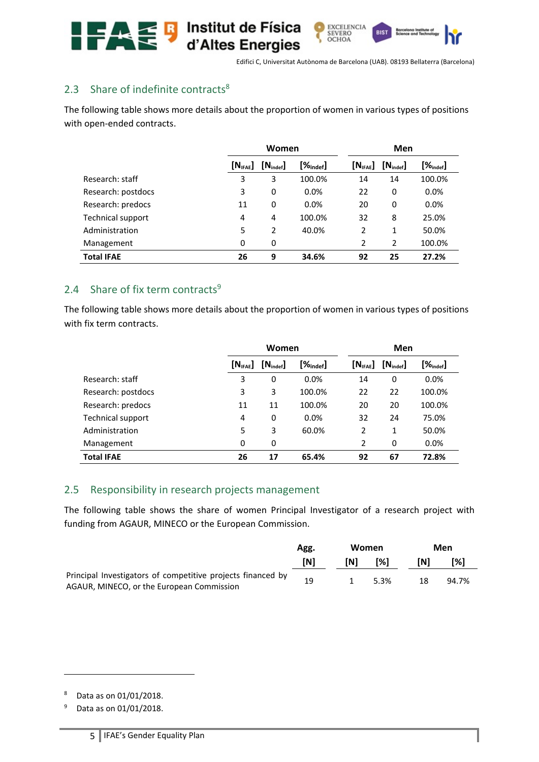## 2.3 Share of indefinite contracts[8]

The following table shows more details about the proportion of women in various types of positions with open-ended contracts.

| | Women | | | Men | | |
|---|---|---|---|---|---|---|
| | $[N_{IFAE}]$ | $[N_{indef}]$ | $[\%_{indef}]$ | $[N_{IFAE}]$ | $[N_{indef}]$ | $[\%_{indef}]$ |
| Research: staff | 3 | 3 | 100.0% | 14 | 14 | 100.0% |
| Research: postdocs | 3 | 0 | 0.0% | 22 | 0 | 0.0% |
| Research: predocs | 11 | 0 | 0.0% | 20 | 0 | 0.0% |
| Technical support | 4 | 4 | 100.0% | 32 | 8 | 25.0% |
| Administration | 5 | 2 | 40.0% | 2 | 1 | 50.0% |
| Management | 0 | 0 | | 2 | 2 | 100.0% |
| **Total IFAE** | **26** | **9** | **34.6%** | **92** | **25** | **27.2%** |

## 2.4 Share of fix term contracts[9]

The following table shows more details about the proportion of women in various types of positions with fix term contracts.

| | Women | | | Men | | |
|---|---|---|---|---|---|---|
| | $[N_{IFAE}]$ | $[N_{indef}]$ | $[\%_{indef}]$ | $[N_{IFAE}]$ | $[N_{indef}]$ | $[\%_{indef}]$ |
| Research: staff | 3 | 0 | 0.0% | 14 | 0 | 0.0% |
| Research: postdocs | 3 | 3 | 100.0% | 22 | 22 | 100.0% |
| Research: predocs | 11 | 11 | 100.0% | 20 | 20 | 100.0% |
| Technical support | 4 | 0 | 0.0% | 32 | 24 | 75.0% |
| Administration | 5 | 3 | 60.0% | 2 | 1 | 50.0% |
| Management | 0 | 0 | | 2 | 0 | 0.0% |
| **Total IFAE** | **26** | **17** | **65.4%** | **92** | **67** | **72.8%** |

## 2.5 Responsibility in research projects management

The following table shows the share of women Principal Investigator of a research project with funding from AGAUR, MINECO or the European Commission.

| | Agg. | Women | | Men | |
|---|---|---|---|---|---|
| | [N] | [N] | [%] | [N] | [%] |
| Principal Investigators of competitive projects financed by AGAUR, MINECO, or the European Commission | 19 | 1 | 5.3% | 18 | 94.7% |

[8] Data as on 01/01/2018.

[9] Data as on 01/01/2018.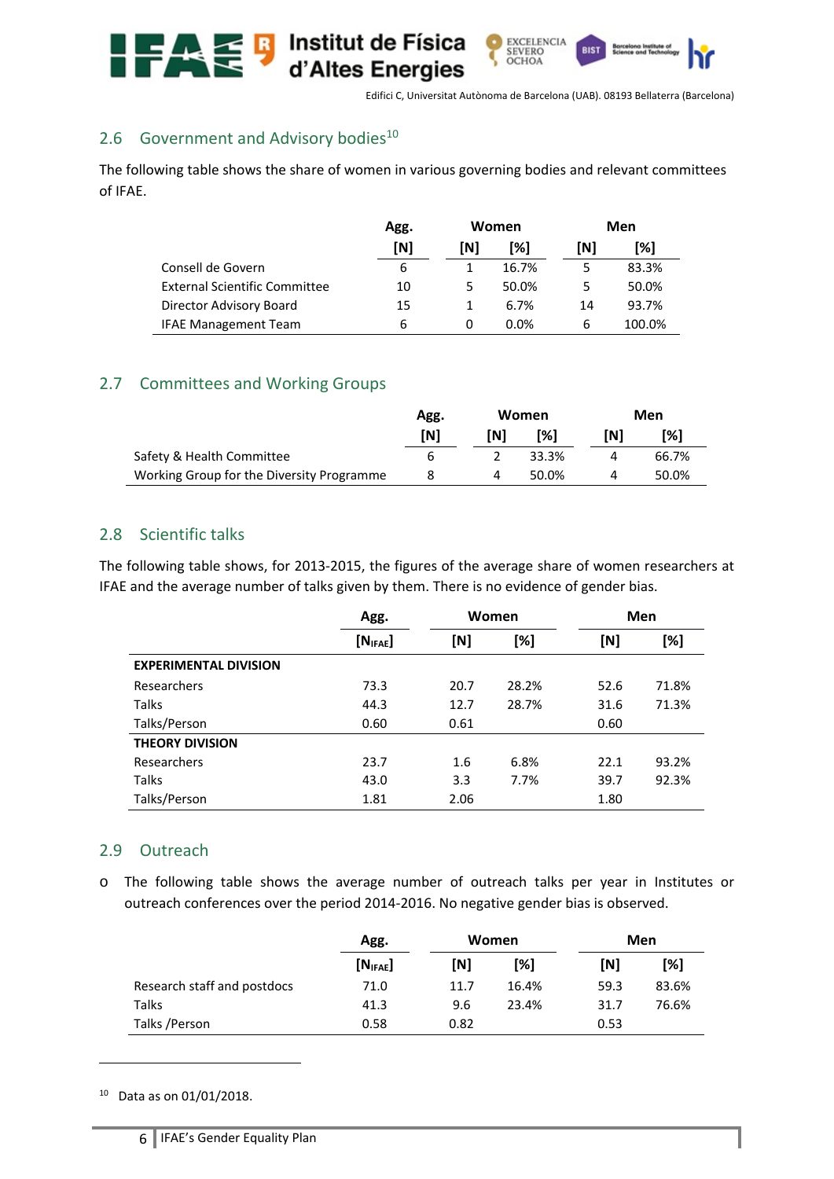## 2.6 Government and Advisory bodies[10]

The following table shows the share of women in various governing bodies and relevant committees of IFAE.

| | Agg. | Women | | Men | |
|---|---|---|---|---|---|
| | [N] | [N] | [%] | [N] | [%] |
| Consell de Govern | 6 | 1 | 16.7% | 5 | 83.3% |
| External Scientific Committee | 10 | 5 | 50.0% | 5 | 50.0% |
| Director Advisory Board | 15 | 1 | 6.7% | 14 | 93.7% |
| IFAE Management Team | 6 | 0 | 0.0% | 6 | 100.0% |

## 2.7 Committees and Working Groups

| | Agg. | Women | | Men | |
|---|---|---|---|---|---|
| | [N] | [N] | [%] | [N] | [%] |
| Safety & Health Committee | 6 | 2 | 33.3% | 4 | 66.7% |
| Working Group for the Diversity Programme | 8 | 4 | 50.0% | 4 | 50.0% |

## 2.8 Scientific talks

The following table shows, for 2013-2015, the figures of the average share of women researchers at IFAE and the average number of talks given by them. There is no evidence of gender bias.

| | Agg. | Women | | Men | |
|---|---|---|---|---|---|
| | [$N_{IFAE}$] | [N] | [%] | [N] | [%] |
| **EXPERIMENTAL DIVISION** | | | | | |
| Researchers | 73.3 | 20.7 | 28.2% | 52.6 | 71.8% |
| Talks | 44.3 | 12.7 | 28.7% | 31.6 | 71.3% |
| Talks/Person | 0.60 | 0.61 | | 0.60 | |
| **THEORY DIVISION** | | | | | |
| Researchers | 23.7 | 1.6 | 6.8% | 22.1 | 93.2% |
| Talks | 43.0 | 3.3 | 7.7% | 39.7 | 92.3% |
| Talks/Person | 1.81 | 2.06 | | 1.80 | |

## 2.9 Outreach

- The following table shows the average number of outreach talks per year in Institutes or outreach conferences over the period 2014-2016. No negative gender bias is observed.

| | Agg. | Women | | Men | |
|---|---|---|---|---|---|
| | [$N_{IFAE}$] | [N] | [%] | [N] | [%] |
| Research staff and postdocs | 71.0 | 11.7 | 16.4% | 59.3 | 83.6% |
| Talks | 41.3 | 9.6 | 23.4% | 31.7 | 76.6% |
| Talks /Person | 0.58 | 0.82 | | 0.53 | |

[10] Data as on 01/01/2018.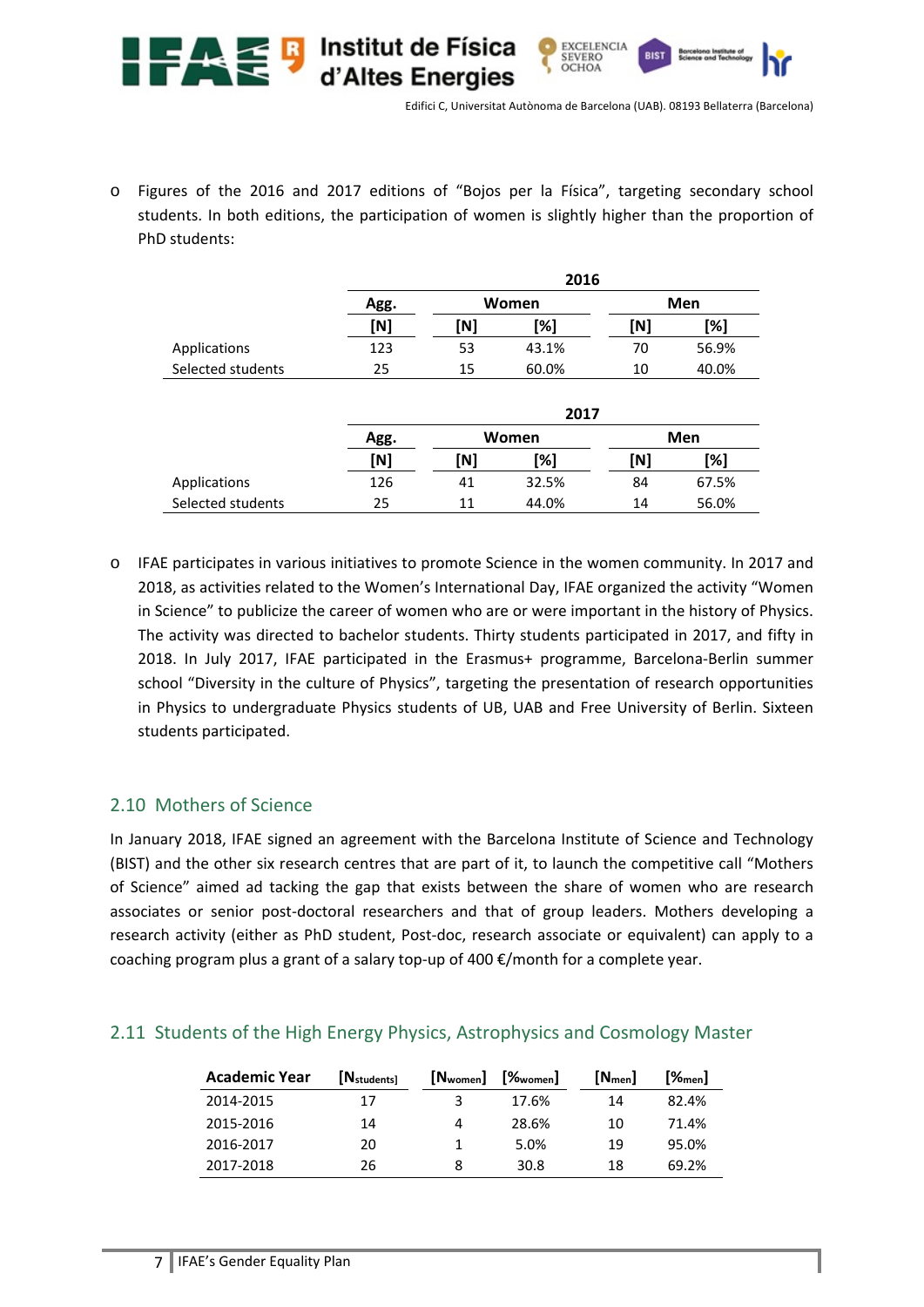- Figures of the 2016 and 2017 editions of “Bojos per la Física”, targeting secondary school students. In both editions, the participation of women is slightly higher than the proportion of PhD students:

| | 2016 | | | | |
|---|---|---|---|---|---|
| | Agg. | Women | | Men | |
| | [N] | [N] | [%] | [N] | [%] |
| Applications | 123 | 53 | 43.1% | 70 | 56.9% |
| Selected students | 25 | 15 | 60.0% | 10 | 40.0% |

| | 2017 | | | | |
|---|---|---|---|---|---|
| | Agg. | Women | | Men | |
| | [N] | [N] | [%] | [N] | [%] |
| Applications | 126 | 41 | 32.5% | 84 | 67.5% |
| Selected students | 25 | 11 | 44.0% | 14 | 56.0% |

- IFAE participates in various initiatives to promote Science in the women community. In 2017 and 2018, as activities related to the Women’s International Day, IFAE organized the activity “Women in Science” to publicize the career of women who are or were important in the history of Physics. The activity was directed to bachelor students. Thirty students participated in 2017, and fifty in 2018. In July 2017, IFAE participated in the Erasmus+ programme, Barcelona-Berlin summer school “Diversity in the culture of Physics”, targeting the presentation of research opportunities in Physics to undergraduate Physics students of UB, UAB and Free University of Berlin. Sixteen students participated.

## 2.10 Mothers of Science

In January 2018, IFAE signed an agreement with the Barcelona Institute of Science and Technology (BIST) and the other six research centres that are part of it, to launch the competitive call “Mothers of Science” aimed ad tacking the gap that exists between the share of women who are research associates or senior post-doctoral researchers and that of group leaders. Mothers developing a research activity (either as PhD student, Post-doc, research associate or equivalent) can apply to a coaching program plus a grant of a salary top-up of 400 €/month for a complete year.

## 2.11 Students of the High Energy Physics, Astrophysics and Cosmology Master

| Academic Year | [$N_{students}$] | [$N_{women}$] | [$\%_{women}$] | [$N_{men}$] | [$\%_{men}$] |
|---|---|---|---|---|---|
| 2014-2015 | 17 | 3 | 17.6% | 14 | 82.4% |
| 2015-2016 | 14 | 4 | 28.6% | 10 | 71.4% |
| 2016-2017 | 20 | 1 | 5.0% | 19 | 95.0% |
| 2017-2018 | 26 | 8 | 30.8 | 18 | 69.2% |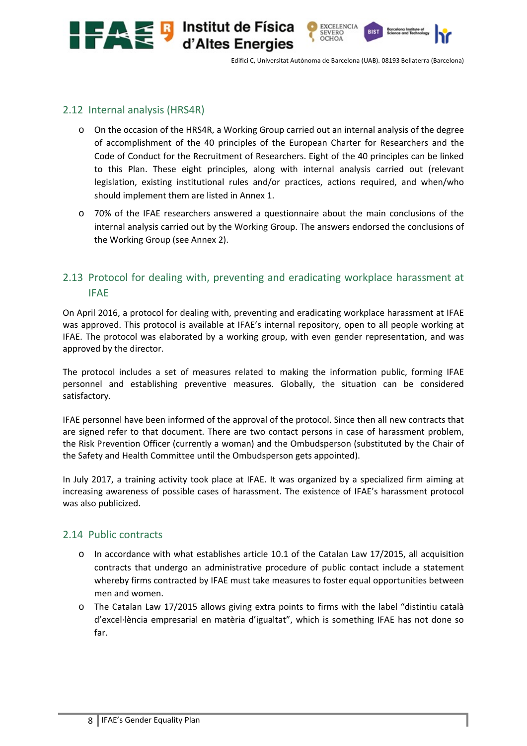## 2.12 Internal analysis (HRS4R)

- On the occasion of the HRS4R, a Working Group carried out an internal analysis of the degree of accomplishment of the 40 principles of the European Charter for Researchers and the Code of Conduct for the Recruitment of Researchers. Eight of the 40 principles can be linked to this Plan. These eight principles, along with internal analysis carried out (relevant legislation, existing institutional rules and/or practices, actions required, and when/who should implement them are listed in Annex 1.
- 70% of the IFAE researchers answered a questionnaire about the main conclusions of the internal analysis carried out by the Working Group. The answers endorsed the conclusions of the Working Group (see Annex 2).

## 2.13 Protocol for dealing with, preventing and eradicating workplace harassment at IFAE

On April 2016, a protocol for dealing with, preventing and eradicating workplace harassment at IFAE was approved. This protocol is available at IFAE's internal repository, open to all people working at IFAE. The protocol was elaborated by a working group, with even gender representation, and was approved by the director.

The protocol includes a set of measures related to making the information public, forming IFAE personnel and establishing preventive measures. Globally, the situation can be considered satisfactory.

IFAE personnel have been informed of the approval of the protocol. Since then all new contracts that are signed refer to that document. There are two contact persons in case of harassment problem, the Risk Prevention Officer (currently a woman) and the Ombudsperson (substituted by the Chair of the Safety and Health Committee until the Ombudsperson gets appointed).

In July 2017, a training activity took place at IFAE. It was organized by a specialized firm aiming at increasing awareness of possible cases of harassment. The existence of IFAE's harassment protocol was also publicized.

## 2.14 Public contracts

- In accordance with what establishes article 10.1 of the Catalan Law 17/2015, all acquisition contracts that undergo an administrative procedure of public contact include a statement whereby firms contracted by IFAE must take measures to foster equal opportunities between men and women.
- The Catalan Law 17/2015 allows giving extra points to firms with the label "distintiu català d'excel·lència empresarial en matèria d'igualtat", which is something IFAE has not done so far.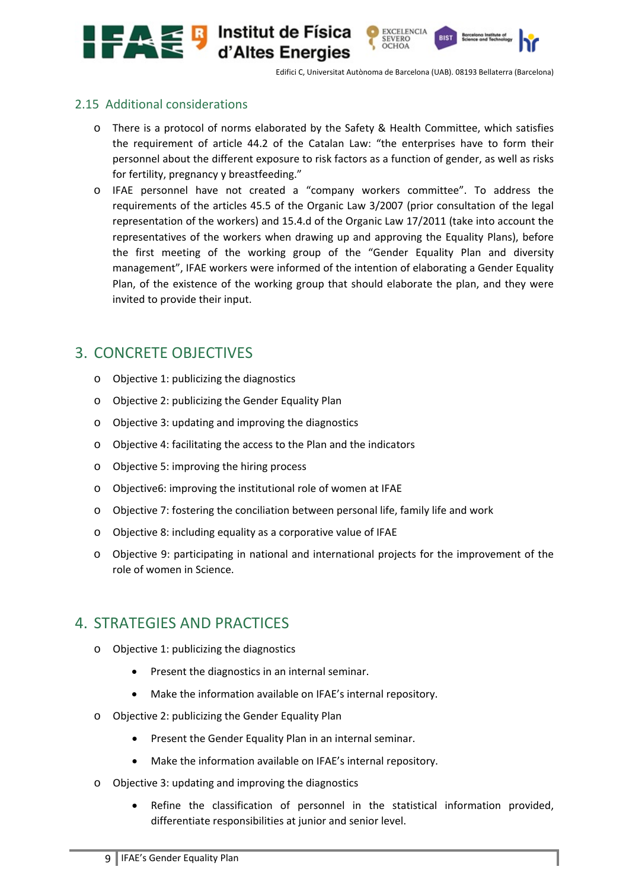### 2.15 Additional considerations

- There is a protocol of norms elaborated by the Safety & Health Committee, which satisfies the requirement of article 44.2 of the Catalan Law: "the enterprises have to form their personnel about the different exposure to risk factors as a function of gender, as well as risks for fertility, pregnancy y breastfeeding."
- IFAE personnel have not created a "company workers committee". To address the requirements of the articles 45.5 of the Organic Law 3/2007 (prior consultation of the legal representation of the workers) and 15.4.d of the Organic Law 17/2011 (take into account the representatives of the workers when drawing up and approving the Equality Plans), before the first meeting of the working group of the "Gender Equality Plan and diversity management", IFAE workers were informed of the intention of elaborating a Gender Equality Plan, of the existence of the working group that should elaborate the plan, and they were invited to provide their input.

## 3. CONCRETE OBJECTIVES

- Objective 1: publicizing the diagnostics
- Objective 2: publicizing the Gender Equality Plan
- Objective 3: updating and improving the diagnostics
- Objective 4: facilitating the access to the Plan and the indicators
- Objective 5: improving the hiring process
- Objective6: improving the institutional role of women at IFAE
- Objective 7: fostering the conciliation between personal life, family life and work
- Objective 8: including equality as a corporative value of IFAE
- Objective 9: participating in national and international projects for the improvement of the role of women in Science.

## 4. STRATEGIES AND PRACTICES

- Objective 1: publicizing the diagnostics
  - Present the diagnostics in an internal seminar.
  - Make the information available on IFAE's internal repository.
- Objective 2: publicizing the Gender Equality Plan
  - Present the Gender Equality Plan in an internal seminar.
  - Make the information available on IFAE's internal repository.
- Objective 3: updating and improving the diagnostics
  - Refine the classification of personnel in the statistical information provided, differentiate responsibilities at junior and senior level.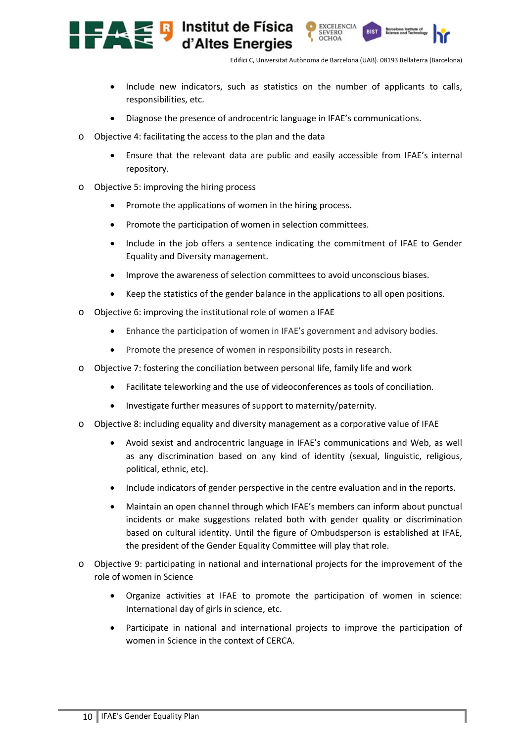- Include new indicators, such as statistics on the number of applicants to calls, responsibilities, etc.
- Diagnose the presence of androcentric language in IFAE's communications.

- Objective 4: facilitating the access to the plan and the data
  - Ensure that the relevant data are public and easily accessible from IFAE's internal repository.

- Objective 5: improving the hiring process
  - Promote the applications of women in the hiring process.
  - Promote the participation of women in selection committees.
  - Include in the job offers a sentence indicating the commitment of IFAE to Gender Equality and Diversity management.
  - Improve the awareness of selection committees to avoid unconscious biases.
  - Keep the statistics of the gender balance in the applications to all open positions.

- Objective 6: improving the institutional role of women a IFAE
  - Enhance the participation of women in IFAE's government and advisory bodies.
  - Promote the presence of women in responsibility posts in research.

- Objective 7: fostering the conciliation between personal life, family life and work
  - Facilitate teleworking and the use of videoconferences as tools of conciliation.
  - Investigate further measures of support to maternity/paternity.

- Objective 8: including equality and diversity management as a corporative value of IFAE
  - Avoid sexist and androcentric language in IFAE's communications and Web, as well as any discrimination based on any kind of identity (sexual, linguistic, religious, political, ethnic, etc).
  - Include indicators of gender perspective in the centre evaluation and in the reports.
  - Maintain an open channel through which IFAE's members can inform about punctual incidents or make suggestions related both with gender quality or discrimination based on cultural identity. Until the figure of Ombudsperson is established at IFAE, the president of the Gender Equality Committee will play that role.

- Objective 9: participating in national and international projects for the improvement of the role of women in Science
  - Organize activities at IFAE to promote the participation of women in science: International day of girls in science, etc.
  - Participate in national and international projects to improve the participation of women in Science in the context of CERCA.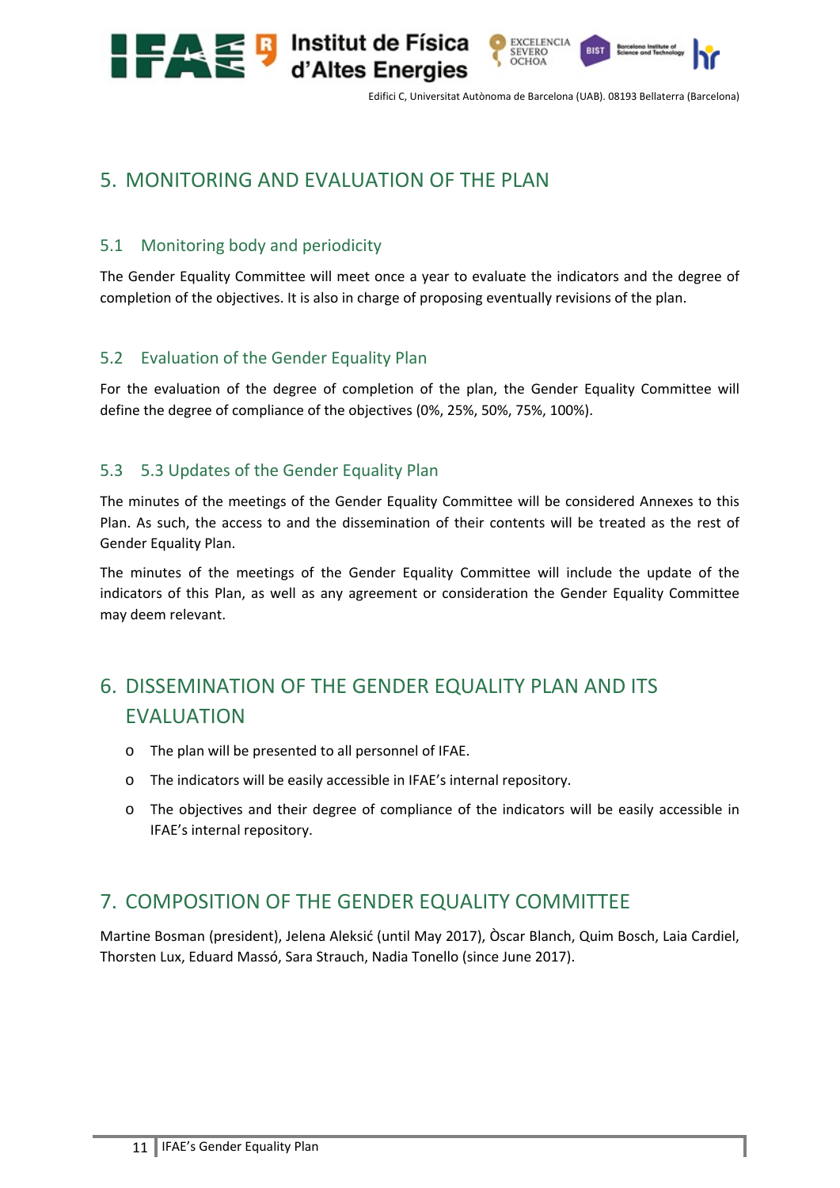# 5. MONITORING AND EVALUATION OF THE PLAN

## 5.1 Monitoring body and periodicity

The Gender Equality Committee will meet once a year to evaluate the indicators and the degree of completion of the objectives. It is also in charge of proposing eventually revisions of the plan.

## 5.2 Evaluation of the Gender Equality Plan

For the evaluation of the degree of completion of the plan, the Gender Equality Committee will define the degree of compliance of the objectives (0%, 25%, 50%, 75%, 100%).

## 5.3 5.3 Updates of the Gender Equality Plan

The minutes of the meetings of the Gender Equality Committee will be considered Annexes to this Plan. As such, the access to and the dissemination of their contents will be treated as the rest of Gender Equality Plan.

The minutes of the meetings of the Gender Equality Committee will include the update of the indicators of this Plan, as well as any agreement or consideration the Gender Equality Committee may deem relevant.

# 6. DISSEMINATION OF THE GENDER EQUALITY PLAN AND ITS EVALUATION

- The plan will be presented to all personnel of IFAE.
- The indicators will be easily accessible in IFAE's internal repository.
- The objectives and their degree of compliance of the indicators will be easily accessible in IFAE's internal repository.

# 7. COMPOSITION OF THE GENDER EQUALITY COMMITTEE

Martine Bosman (president), Jelena Aleksić (until May 2017), Òscar Blanch, Quim Bosch, Laia Cardiel, Thorsten Lux, Eduard Massó, Sara Strauch, Nadia Tonello (since June 2017).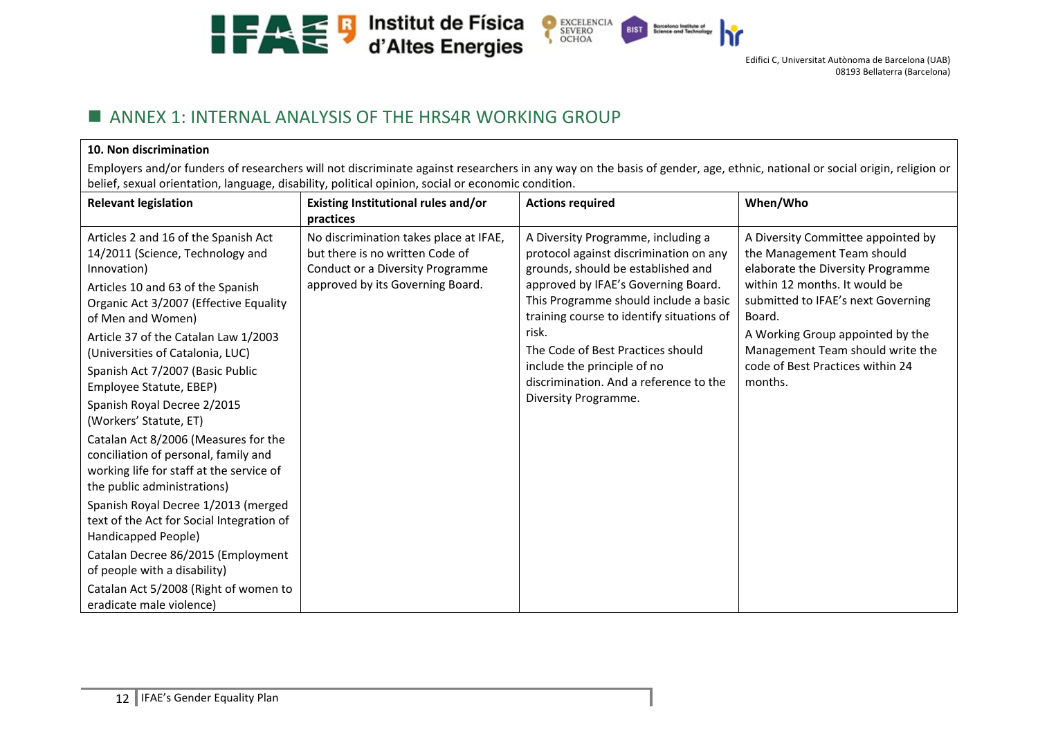## ANNEX 1: INTERNAL ANALYSIS OF THE HRS4R WORKING GROUP

**10. Non discrimination**

Employers and/or funders of researchers will not discriminate against researchers in any way on the basis of gender, age, ethnic, national or social origin, religion or belief, sexual orientation, language, disability, political opinion, social or economic condition.

| Relevant legislation | Existing Institutional rules and/or practices | Actions required | When/Who |
|---|---|---|---|
| Articles 2 and 16 of the Spanish Act 14/2011 (Science, Technology and Innovation)<br>Articles 10 and 63 of the Spanish Organic Act 3/2007 (Effective Equality of Men and Women)<br>Article 37 of the Catalan Law 1/2003 (Universities of Catalonia, LUC)<br>Spanish Act 7/2007 (Basic Public Employee Statute, EBEP)<br>Spanish Royal Decree 2/2015 (Workers' Statute, ET)<br>Catalan Act 8/2006 (Measures for the conciliation of personal, family and working life for staff at the service of the public administrations)<br>Spanish Royal Decree 1/2013 (merged text of the Act for Social Integration of Handicapped People)<br>Catalan Decree 86/2015 (Employment of people with a disability)<br>Catalan Act 5/2008 (Right of women to eradicate male violence) | No discrimination takes place at IFAE, but there is no written Code of Conduct or a Diversity Programme approved by its Governing Board. | A Diversity Programme, including a protocol against discrimination on any grounds, should be established and approved by IFAE's Governing Board. This Programme should include a basic training course to identify situations of risk.<br>The Code of Best Practices should include the principle of no discrimination. And a reference to the Diversity Programme. | A Diversity Committee appointed by the Management Team should elaborate the Diversity Programme within 12 months. It would be submitted to IFAE's next Governing Board.<br>A Working Group appointed by the Management Team should write the code of Best Practices within 24 months. |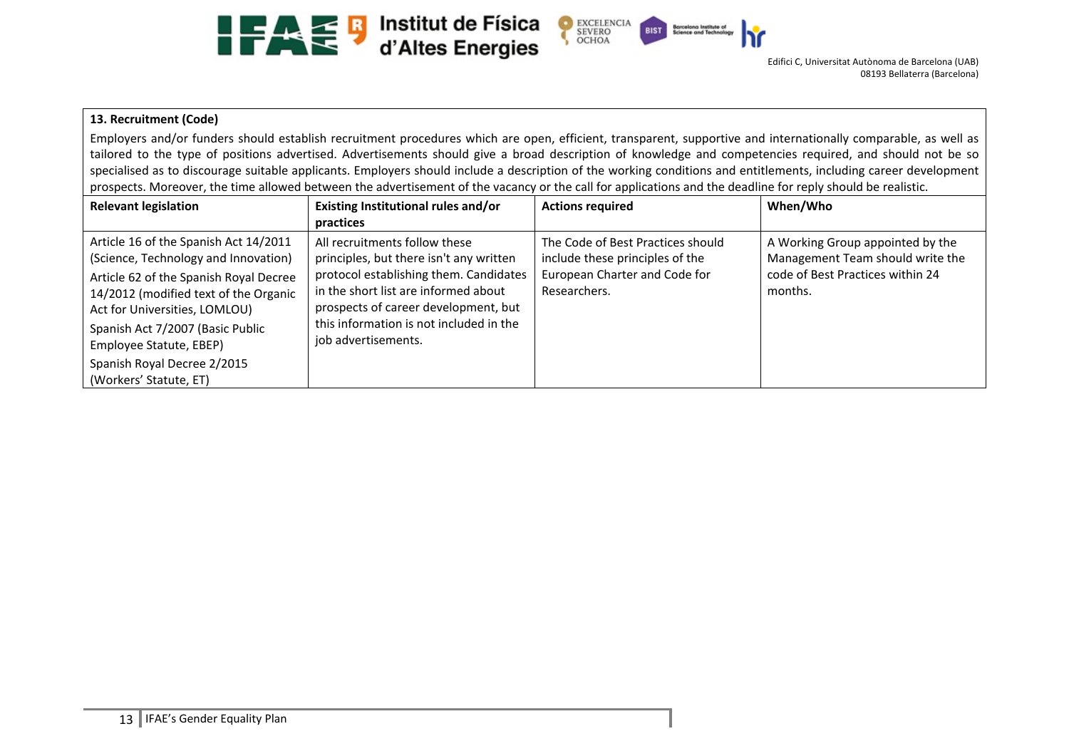**13. Recruitment (Code)**

Employers and/or funders should establish recruitment procedures which are open, efficient, transparent, supportive and internationally comparable, as well as tailored to the type of positions advertised. Advertisements should give a broad description of knowledge and competencies required, and should not be so specialised as to discourage suitable applicants. Employers should include a description of the working conditions and entitlements, including career development prospects. Moreover, the time allowed between the advertisement of the vacancy or the call for applications and the deadline for reply should be realistic.

| Relevant legislation | Existing Institutional rules and/or practices | Actions required | When/Who |
|---|---|---|---|
| Article 16 of the Spanish Act 14/2011 (Science, Technology and Innovation)<br>Article 62 of the Spanish Royal Decree 14/2012 (modified text of the Organic Act for Universities, LOMLOU)<br>Spanish Act 7/2007 (Basic Public Employee Statute, EBEP)<br>Spanish Royal Decree 2/2015 (Workers' Statute, ET) | All recruitments follow these principles, but there isn't any written protocol establishing them. Candidates in the short list are informed about prospects of career development, but this information is not included in the job advertisements. | The Code of Best Practices should include these principles of the European Charter and Code for Researchers. | A Working Group appointed by the Management Team should write the code of Best Practices within 24 months. |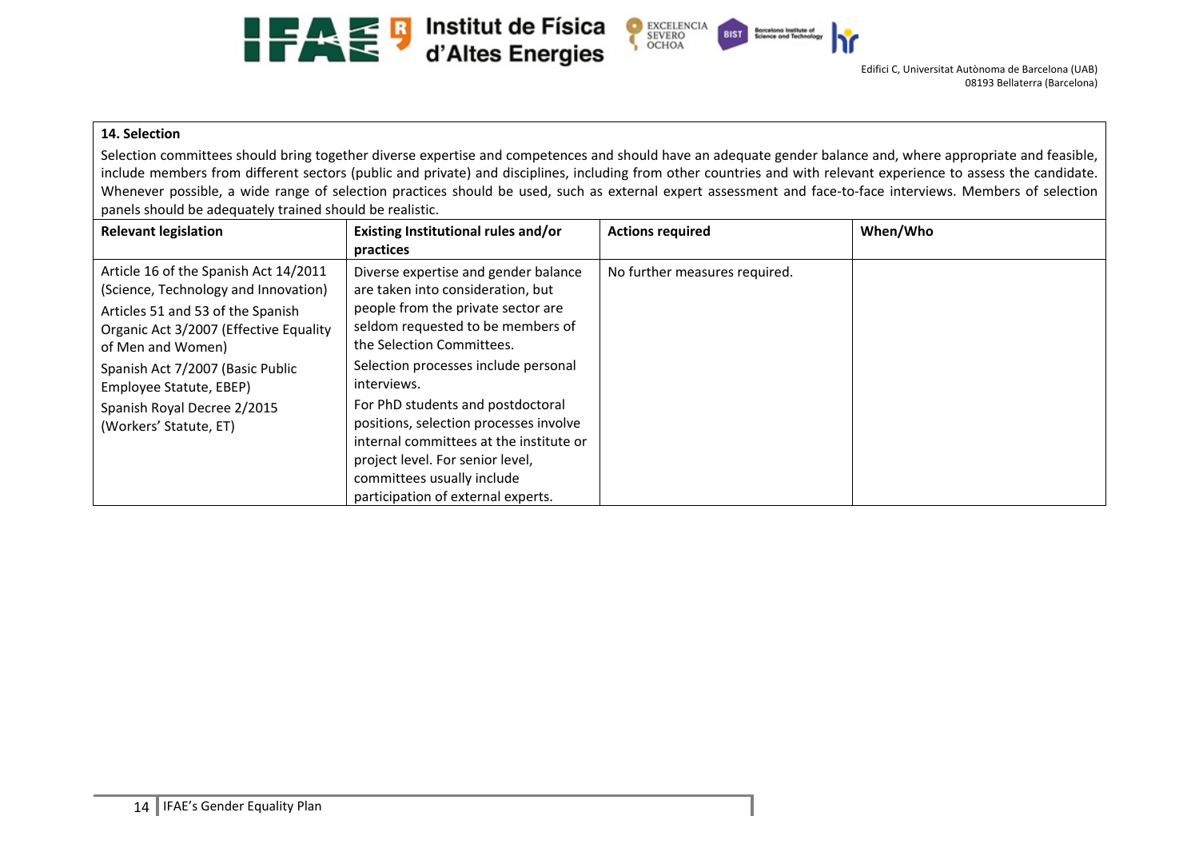**14. Selection**

Selection committees should bring together diverse expertise and competences and should have an adequate gender balance and, where appropriate and feasible, include members from different sectors (public and private) and disciplines, including from other countries and with relevant experience to assess the candidate. Whenever possible, a wide range of selection practices should be used, such as external expert assessment and face-to-face interviews. Members of selection panels should be adequately trained should be realistic.

| Relevant legislation | Existing Institutional rules and/or practices | Actions required | When/Who |
|---|---|---|---|
| Article 16 of the Spanish Act 14/2011 (Science, Technology and Innovation)<br>Articles 51 and 53 of the Spanish Organic Act 3/2007 (Effective Equality of Men and Women)<br>Spanish Act 7/2007 (Basic Public Employee Statute, EBEP)<br>Spanish Royal Decree 2/2015 (Workers' Statute, ET) | Diverse expertise and gender balance are taken into consideration, but people from the private sector are seldom requested to be members of the Selection Committees.<br>Selection processes include personal interviews.<br>For PhD students and postdoctoral positions, selection processes involve internal committees at the institute or project level. For senior level, committees usually include participation of external experts. | No further measures required. | |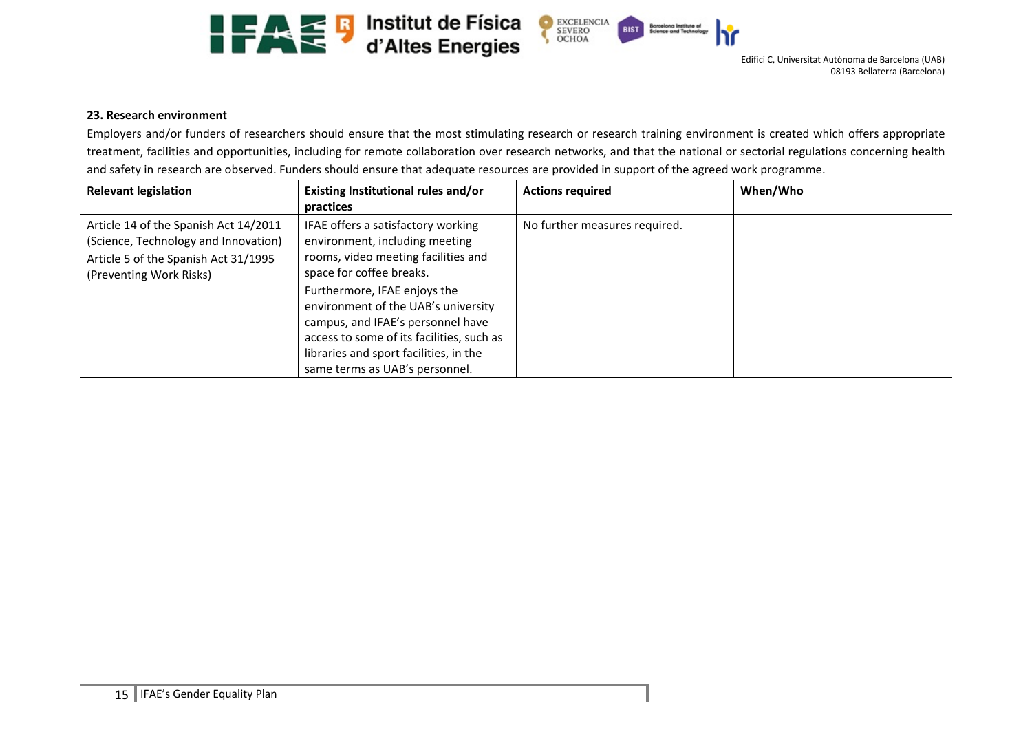**23. Research environment**

Employers and/or funders of researchers should ensure that the most stimulating research or research training environment is created which offers appropriate treatment, facilities and opportunities, including for remote collaboration over research networks, and that the national or sectorial regulations concerning health and safety in research are observed. Funders should ensure that adequate resources are provided in support of the agreed work programme.

| Relevant legislation | Existing Institutional rules and/or practices | Actions required | When/Who |
|---|---|---|---|
| Article 14 of the Spanish Act 14/2011 (Science, Technology and Innovation)<br>Article 5 of the Spanish Act 31/1995 (Preventing Work Risks) | IFAE offers a satisfactory working environment, including meeting rooms, video meeting facilities and space for coffee breaks.<br>Furthermore, IFAE enjoys the environment of the UAB's university campus, and IFAE's personnel have access to some of its facilities, such as libraries and sport facilities, in the same terms as UAB's personnel. | No further measures required. | |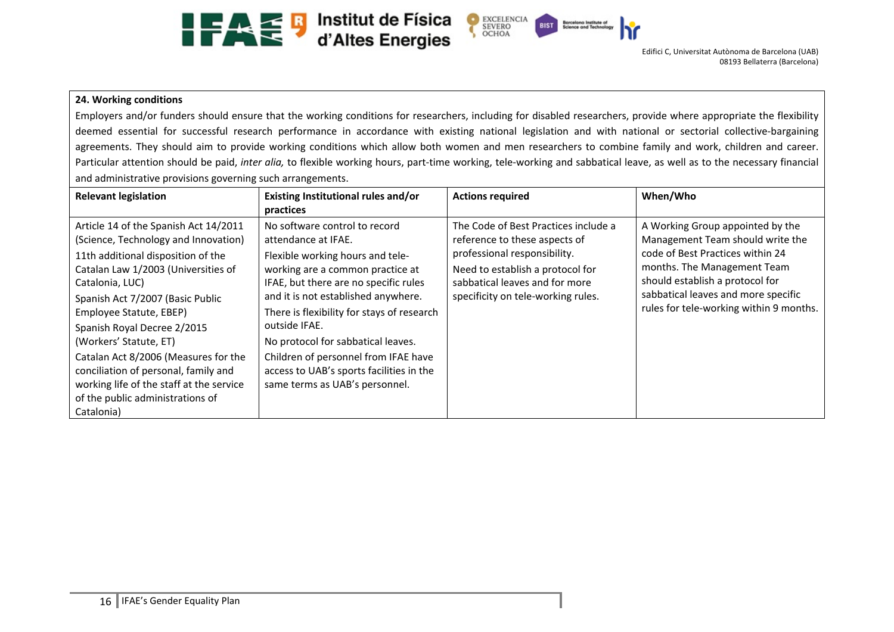**24. Working conditions**

Employers and/or funders should ensure that the working conditions for researchers, including for disabled researchers, provide where appropriate the flexibility deemed essential for successful research performance in accordance with existing national legislation and with national or sectorial collective-bargaining agreements. They should aim to provide working conditions which allow both women and men researchers to combine family and work, children and career. Particular attention should be paid, *inter alia,* to flexible working hours, part-time working, tele-working and sabbatical leave, as well as to the necessary financial and administrative provisions governing such arrangements.

| Relevant legislation | Existing Institutional rules and/or practices | Actions required | When/Who |
|---|---|---|---|
| Article 14 of the Spanish Act 14/2011 (Science, Technology and Innovation)<br>11th additional disposition of the Catalan Law 1/2003 (Universities of Catalonia, LUC)<br>Spanish Act 7/2007 (Basic Public Employee Statute, EBEP)<br>Spanish Royal Decree 2/2015 (Workers' Statute, ET)<br>Catalan Act 8/2006 (Measures for the conciliation of personal, family and working life of the staff at the service of the public administrations of Catalonia) | No software control to record attendance at IFAE.<br>Flexible working hours and tele-working are a common practice at IFAE, but there are no specific rules and it is not established anywhere.<br>There is flexibility for stays of research outside IFAE.<br>No protocol for sabbatical leaves.<br>Children of personnel from IFAE have access to UAB's sports facilities in the same terms as UAB's personnel. | The Code of Best Practices include a reference to these aspects of professional responsibility.<br>Need to establish a protocol for sabbatical leaves and for more specificity on tele-working rules. | A Working Group appointed by the Management Team should write the code of Best Practices within 24 months. The Management Team should establish a protocol for sabbatical leaves and more specific rules for tele-working within 9 months. |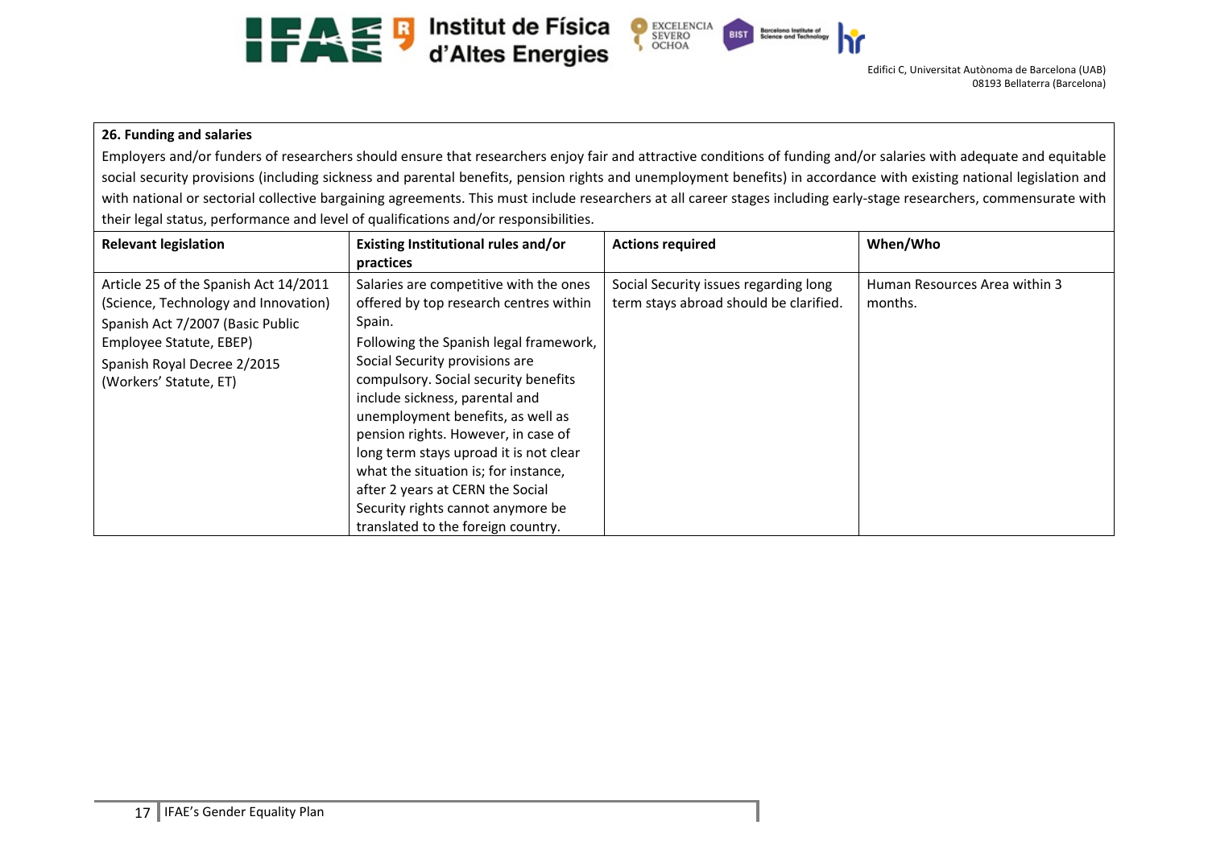**26. Funding and salaries**

Employers and/or funders of researchers should ensure that researchers enjoy fair and attractive conditions of funding and/or salaries with adequate and equitable social security provisions (including sickness and parental benefits, pension rights and unemployment benefits) in accordance with existing national legislation and with national or sectorial collective bargaining agreements. This must include researchers at all career stages including early-stage researchers, commensurate with their legal status, performance and level of qualifications and/or responsibilities.

| Relevant legislation | Existing Institutional rules and/or practices | Actions required | When/Who |
|---|---|---|---|
| Article 25 of the Spanish Act 14/2011 (Science, Technology and Innovation)<br>Spanish Act 7/2007 (Basic Public Employee Statute, EBEP)<br>Spanish Royal Decree 2/2015 (Workers' Statute, ET) | Salaries are competitive with the ones offered by top research centres within Spain.<br>Following the Spanish legal framework, Social Security provisions are compulsory. Social security benefits include sickness, parental and unemployment benefits, as well as pension rights. However, in case of long term stays uproad it is not clear what the situation is; for instance, after 2 years at CERN the Social Security rights cannot anymore be translated to the foreign country. | Social Security issues regarding long term stays abroad should be clarified. | Human Resources Area within 3 months. |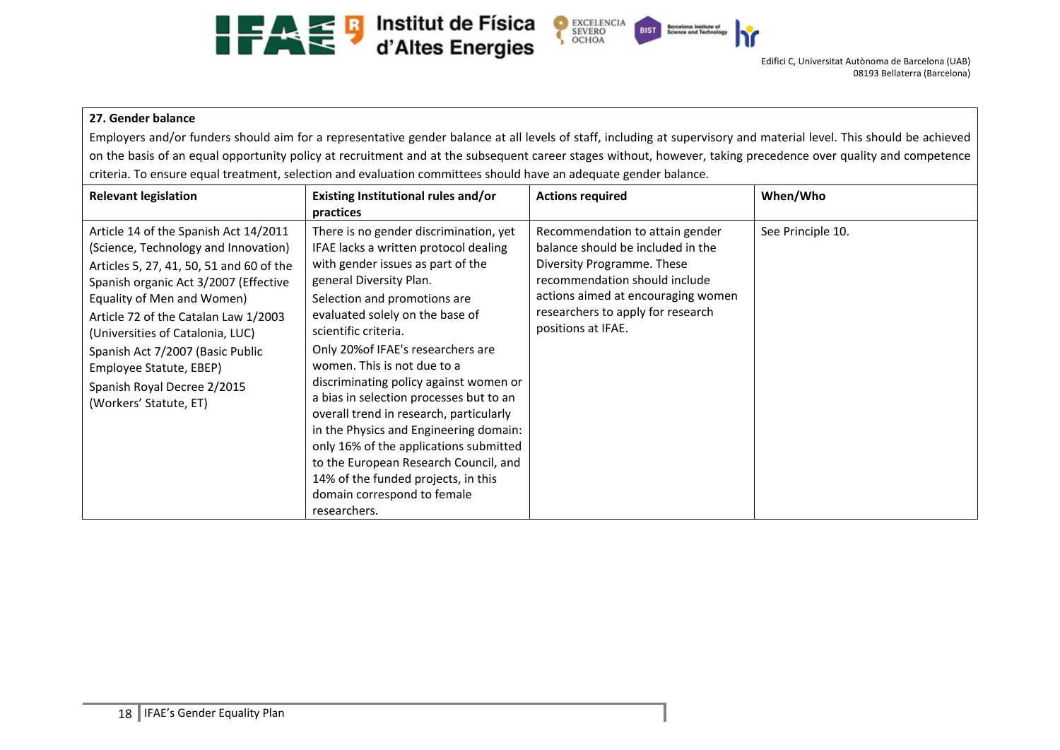**27. Gender balance**

Employers and/or funders should aim for a representative gender balance at all levels of staff, including at supervisory and material level. This should be achieved on the basis of an equal opportunity policy at recruitment and at the subsequent career stages without, however, taking precedence over quality and competence criteria. To ensure equal treatment, selection and evaluation committees should have an adequate gender balance.

| Relevant legislation | Existing Institutional rules and/or practices | Actions required | When/Who |
|---|---|---|---|
| Article 14 of the Spanish Act 14/2011 (Science, Technology and Innovation)<br>Articles 5, 27, 41, 50, 51 and 60 of the Spanish organic Act 3/2007 (Effective Equality of Men and Women)<br>Article 72 of the Catalan Law 1/2003 (Universities of Catalonia, LUC)<br>Spanish Act 7/2007 (Basic Public Employee Statute, EBEP)<br>Spanish Royal Decree 2/2015 (Workers' Statute, ET) | There is no gender discrimination, yet IFAE lacks a written protocol dealing with gender issues as part of the general Diversity Plan.<br>Selection and promotions are evaluated solely on the base of scientific criteria.<br>Only 20%of IFAE's researchers are women. This is not due to a discriminating policy against women or a bias in selection processes but to an overall trend in research, particularly in the Physics and Engineering domain: only 16% of the applications submitted to the European Research Council, and 14% of the funded projects, in this domain correspond to female researchers. | Recommendation to attain gender balance should be included in the Diversity Programme. These recommendation should include actions aimed at encouraging women researchers to apply for research positions at IFAE. | See Principle 10. |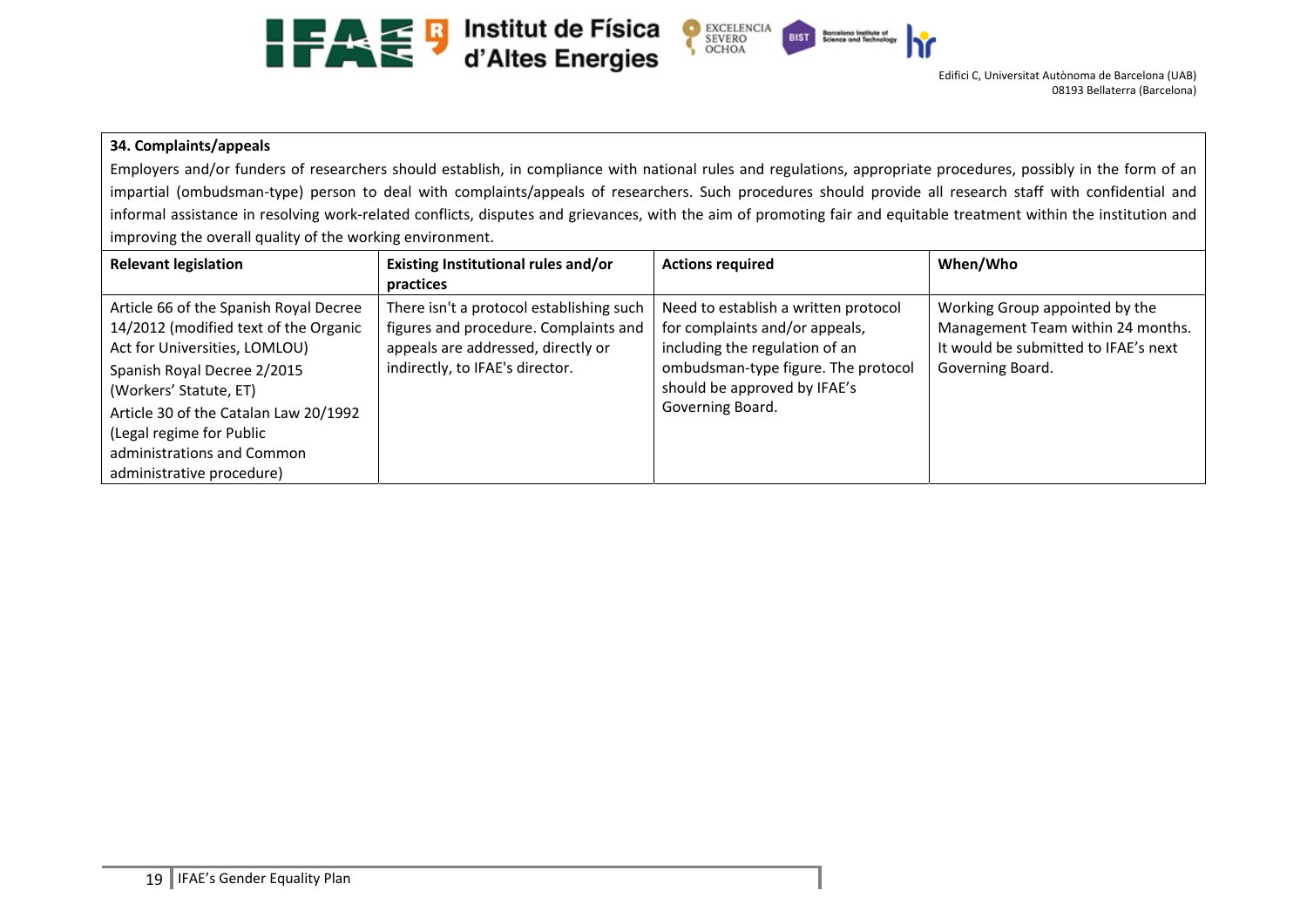**34. Complaints/appeals**

Employers and/or funders of researchers should establish, in compliance with national rules and regulations, appropriate procedures, possibly in the form of an impartial (ombudsman-type) person to deal with complaints/appeals of researchers. Such procedures should provide all research staff with confidential and informal assistance in resolving work-related conflicts, disputes and grievances, with the aim of promoting fair and equitable treatment within the institution and improving the overall quality of the working environment.

| Relevant legislation | Existing Institutional rules and/or practices | Actions required | When/Who |
|---|---|---|---|
| Article 66 of the Spanish Royal Decree 14/2012 (modified text of the Organic Act for Universities, LOMLOU)<br>Spanish Royal Decree 2/2015 (Workers' Statute, ET)<br>Article 30 of the Catalan Law 20/1992 (Legal regime for Public administrations and Common administrative procedure) | There isn't a protocol establishing such figures and procedure. Complaints and appeals are addressed, directly or indirectly, to IFAE's director. | Need to establish a written protocol for complaints and/or appeals, including the regulation of an ombudsman-type figure. The protocol should be approved by IFAE's Governing Board. | Working Group appointed by the Management Team within 24 months. It would be submitted to IFAE's next Governing Board. |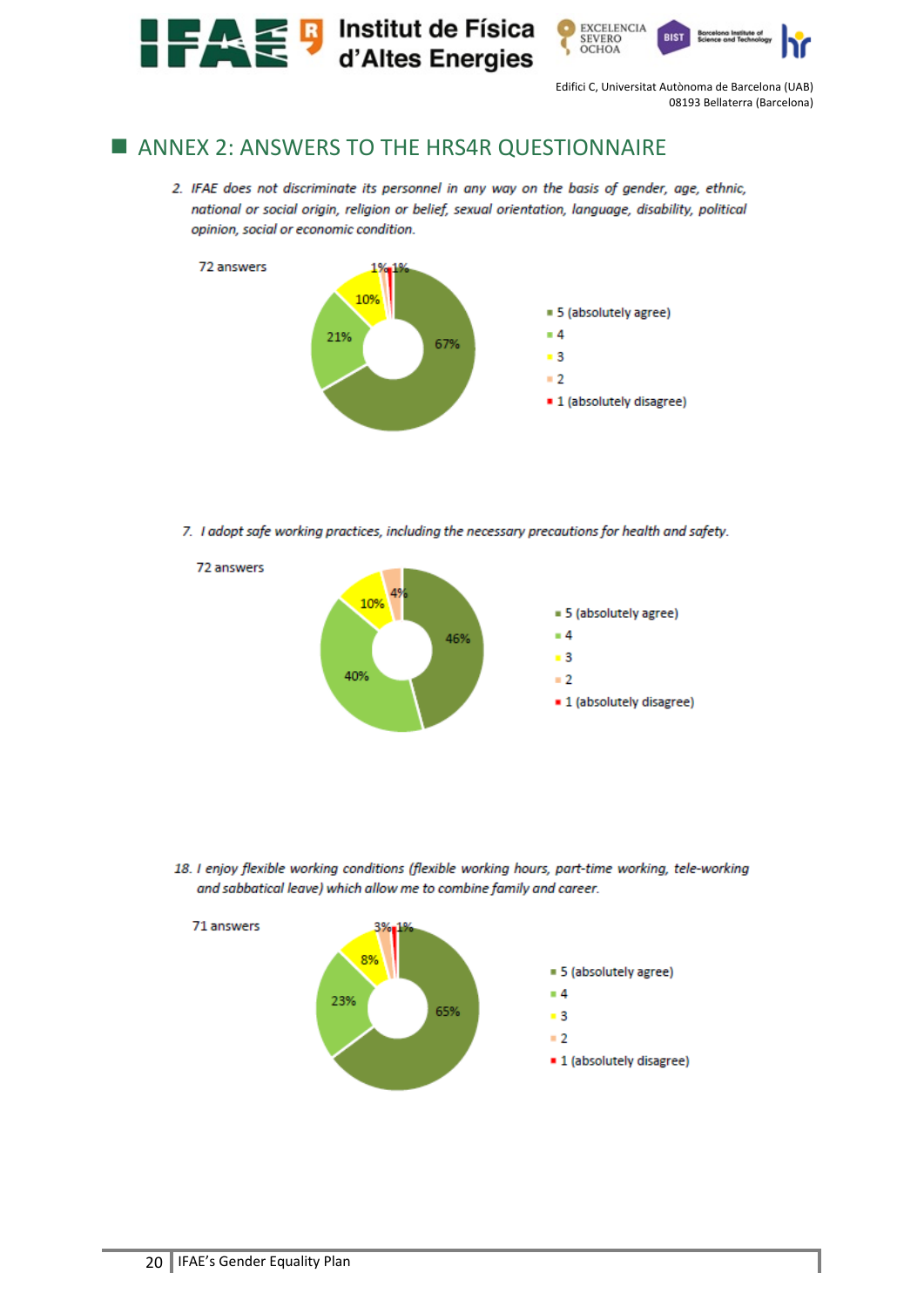## ANNEX 2: ANSWERS TO THE HRS4R QUESTIONNAIRE

2. *IFAE does not discriminate its personnel in any way on the basis of gender, age, ethnic, national or social origin, religion or belief, sexual orientation, language, disability, political opinion, social or economic condition.*

72 answers

67%
21%
10%
1%
1%

5 (absolutely agree)
4
3
2
1 (absolutely disagree)

7. *I adopt safe working practices, including the necessary precautions for health and safety.*

72 answers

46%
40%
10%
4%

5 (absolutely agree)
4
3
2
1 (absolutely disagree)

18. *I enjoy flexible working conditions (flexible working hours, part-time working, tele-working and sabbatical leave) which allow me to combine family and career.*

71 answers

65%
23%
8%
3%
1%

5 (absolutely agree)
4
3
2
1 (absolutely disagree)